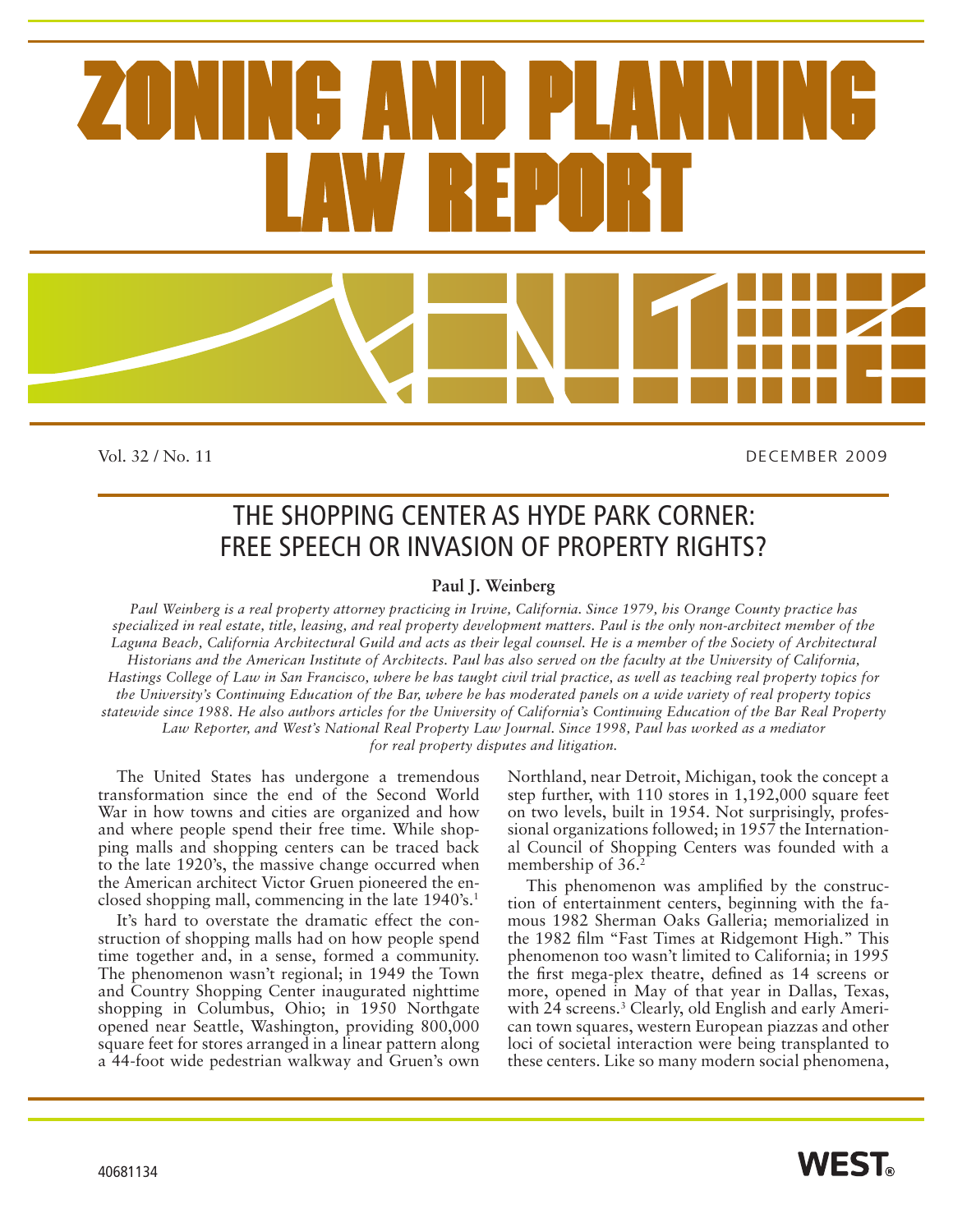# ZONING AND PLANNING LAW REPORT

Vol. 32 / No. 11 DECEMBER 2009

## THE SHOPPING CENTER AS HYDE PARK CORNER: FREE SPEECH OR INVASION OF PROPERTY RIGHTS?

**Paul J. Weinberg**

*Paul Weinberg is a real property attorney practicing in Irvine, California. Since 1979, his Orange County practice has specialized in real estate, title, leasing, and real property development matters. Paul is the only non-architect member of the Laguna Beach, California Architectural Guild and acts as their legal counsel. He is a member of the Society of Architectural Historians and the American Institute of Architects. Paul has also served on the faculty at the University of California, Hastings College of Law in San Francisco, where he has taught civil trial practice, as well as teaching real property topics for the University's Continuing Education of the Bar, where he has moderated panels on a wide variety of real property topics statewide since 1988. He also authors articles for the University of California's Continuing Education of the Bar Real Property Law Reporter, and West's National Real Property Law Journal. Since 1998, Paul has worked as a mediator for real property disputes and litigation.*

The United States has undergone a tremendous transformation since the end of the Second World War in how towns and cities are organized and how and where people spend their free time. While shopping malls and shopping centers can be traced back to the late 1920's, the massive change occurred when the American architect Victor Gruen pioneered the enclosed shopping mall, commencing in the late 1940's.[1]

It's hard to overstate the dramatic effect the construction of shopping malls had on how people spend time together and, in a sense, formed a community. The phenomenon wasn't regional; in 1949 the Town and Country Shopping Center inaugurated nighttime shopping in Columbus, Ohio; in 1950 Northgate opened near Seattle, Washington, providing 800,000 square feet for stores arranged in a linear pattern along a 44-foot wide pedestrian walkway and Gruen's own Northland, near Detroit, Michigan, took the concept a step further, with 110 stores in 1,192,000 square feet on two levels, built in 1954. Not surprisingly, professional organizations followed; in 1957 the International Council of Shopping Centers was founded with a membership of 36.[2]

This phenomenon was amplified by the construction of entertainment centers, beginning with the famous 1982 Sherman Oaks Galleria; memorialized in the 1982 film "Fast Times at Ridgemont High." This phenomenon too wasn't limited to California; in 1995 the first mega-plex theatre, defined as 14 screens or more, opened in May of that year in Dallas, Texas, with 24 screens.[3] Clearly, old English and early American town squares, western European piazzas and other loci of societal interaction were being transplanted to these centers. Like so many modern social phenomena,

40681134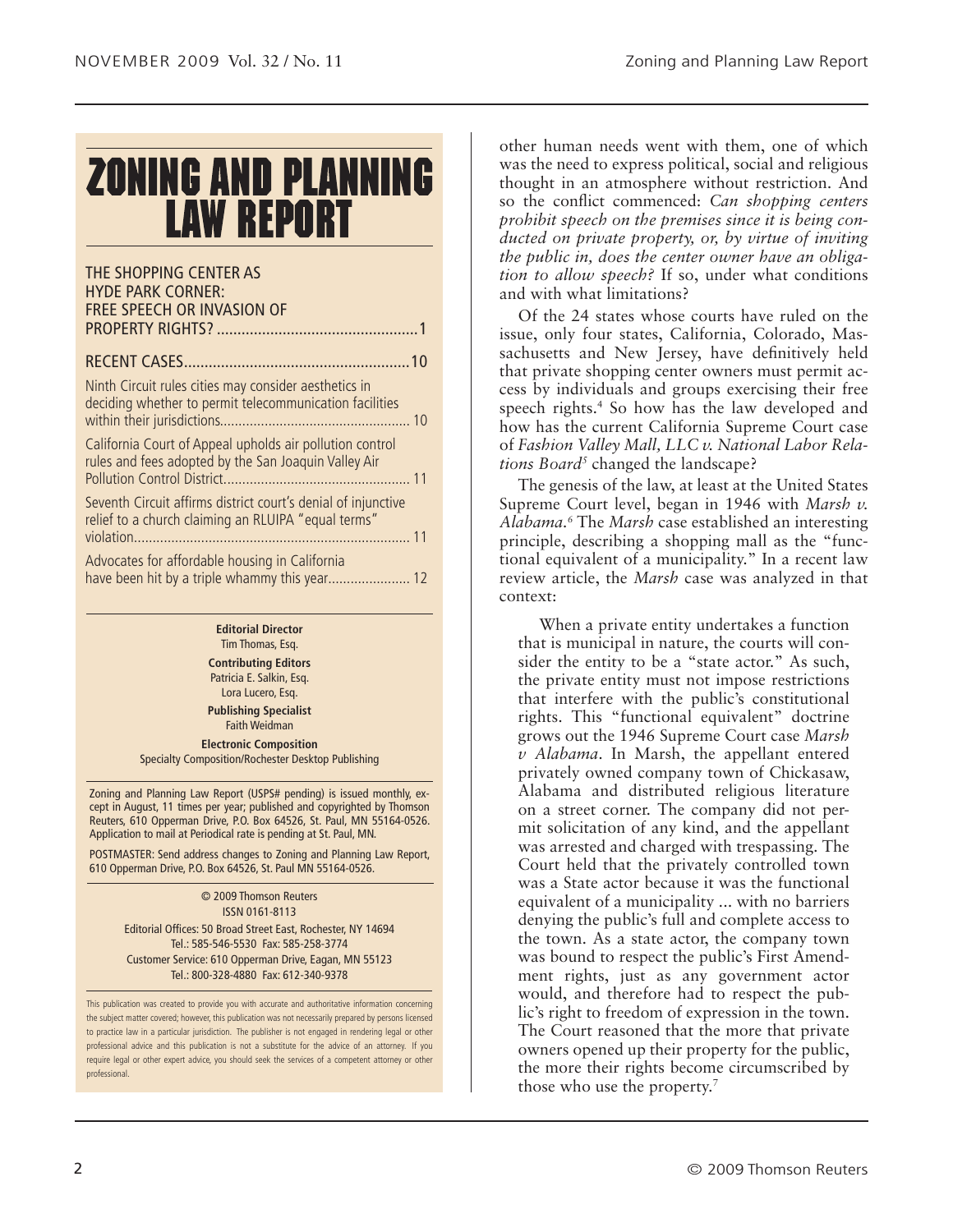# ZONING AND PLANNING LAW REPORT

THE SHOPPING CENTER AS HYDE PARK CORNER: FREE SPEECH OR INVASION OF PROPERTY RIGHTS? ................................................1

RECENT CASES......................................................10

Ninth Circuit rules cities may consider aesthetics in deciding whether to permit telecommunication facilities within their jurisdictions.................................................. 10

California Court of Appeal upholds air pollution control rules and fees adopted by the San Joaquin Valley Air Pollution Control District................................................. 11

Seventh Circuit affirms district court's denial of injunctive relief to a church claiming an RLUIPA "equal terms" violation......................................................................... 11

Advocates for affordable housing in California have been hit by a triple whammy this year...................... 12

**Editorial Director**
Tim Thomas, Esq.

**Contributing Editors**
Patricia E. Salkin, Esq.
Lora Lucero, Esq.

**Publishing Specialist**
Faith Weidman

**Electronic Composition**
Specialty Composition/Rochester Desktop Publishing

Zoning and Planning Law Report (USPS# pending) is issued monthly, except in August, 11 times per year; published and copyrighted by Thomson Reuters, 610 Opperman Drive, P.O. Box 64526, St. Paul, MN 55164-0526. Application to mail at Periodical rate is pending at St. Paul, MN.

POSTMASTER: Send address changes to Zoning and Planning Law Report, 610 Opperman Drive, P.O. Box 64526, St. Paul MN 55164-0526.

© 2009 Thomson Reuters
ISSN 0161-8113
Editorial Offices: 50 Broad Street East, Rochester, NY 14694
Tel.: 585-546-5530 Fax: 585-258-3774
Customer Service: 610 Opperman Drive, Eagan, MN 55123
Tel.: 800-328-4880 Fax: 612-340-9378

This publication was created to provide you with accurate and authoritative information concerning the subject matter covered; however, this publication was not necessarily prepared by persons licensed to practice law in a particular jurisdiction. The publisher is not engaged in rendering legal or other professional advice and this publication is not a substitute for the advice of an attorney. If you require legal or other expert advice, you should seek the services of a competent attorney or other professional.

other human needs went with them, one of which was the need to express political, social and religious thought in an atmosphere without restriction. And so the conflict commenced: *Can shopping centers prohibit speech on the premises since it is being conducted on private property, or, by virtue of inviting the public in, does the center owner have an obligation to allow speech?* If so, under what conditions and with what limitations?

Of the 24 states whose courts have ruled on the issue, only four states, California, Colorado, Massachusetts and New Jersey, have definitively held that private shopping center owners must permit access by individuals and groups exercising their free speech rights.[4] So how has the law developed and how has the current California Supreme Court case of *Fashion Valley Mall, LLC v. National Labor Relations Board*[5] changed the landscape?

The genesis of the law, at least at the United States Supreme Court level, began in 1946 with *Marsh v. Alabama*.[6] The *Marsh* case established an interesting principle, describing a shopping mall as the "functional equivalent of a municipality." In a recent law review article, the *Marsh* case was analyzed in that context:

> When a private entity undertakes a function that is municipal in nature, the courts will consider the entity to be a "state actor." As such, the private entity must not impose restrictions that interfere with the public's constitutional rights. This "functional equivalent" doctrine grows out the 1946 Supreme Court case *Marsh v Alabama*. In Marsh, the appellant entered privately owned company town of Chickasaw, Alabama and distributed religious literature on a street corner. The company did not permit solicitation of any kind, and the appellant was arrested and charged with trespassing. The Court held that the privately controlled town was a State actor because it was the functional equivalent of a municipality ... with no barriers denying the public's full and complete access to the town. As a state actor, the company town was bound to respect the public's First Amendment rights, just as any government actor would, and therefore had to respect the public's right to freedom of expression in the town. The Court reasoned that the more that private owners opened up their property for the public, the more their rights become circumscribed by those who use the property.[7]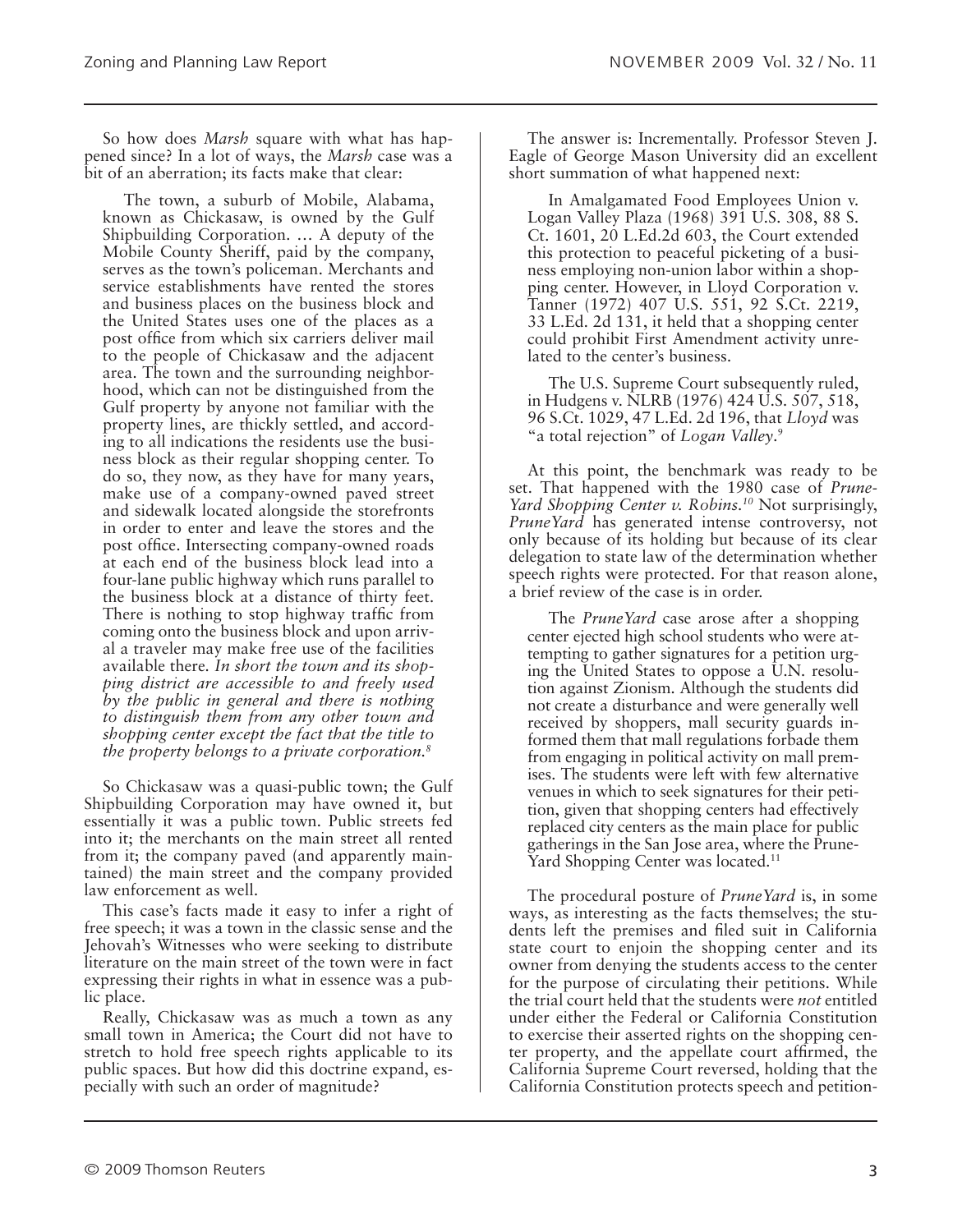So how does *Marsh* square with what has happened since? In a lot of ways, the *Marsh* case was a bit of an aberration; its facts make that clear:

> The town, a suburb of Mobile, Alabama, known as Chickasaw, is owned by the Gulf Shipbuilding Corporation. ... A deputy of the Mobile County Sheriff, paid by the company, serves as the town's policeman. Merchants and service establishments have rented the stores and business places on the business block and the United States uses one of the places as a post office from which six carriers deliver mail to the people of Chickasaw and the adjacent area. The town and the surrounding neighborhood, which can not be distinguished from the Gulf property by anyone not familiar with the property lines, are thickly settled, and according to all indications the residents use the business block as their regular shopping center. To do so, they now, as they have for many years, make use of a company-owned paved street and sidewalk located alongside the storefronts in order to enter and leave the stores and the post office. Intersecting company-owned roads at each end of the business block lead into a four-lane public highway which runs parallel to the business block at a distance of thirty feet. There is nothing to stop highway traffic from coming onto the business block and upon arrival a traveler may make free use of the facilities available there. *In short the town and its shopping district are accessible to and freely used by the public in general and there is nothing to distinguish them from any other town and shopping center except the fact that the title to the property belongs to a private corporation.*[8]

So Chickasaw was a quasi-public town; the Gulf Shipbuilding Corporation may have owned it, but essentially it was a public town. Public streets fed into it; the merchants on the main street all rented from it; the company paved (and apparently maintained) the main street and the company provided law enforcement as well.

This case's facts made it easy to infer a right of free speech; it was a town in the classic sense and the Jehovah's Witnesses who were seeking to distribute literature on the main street of the town were in fact expressing their rights in what in essence was a public place.

Really, Chickasaw was as much a town as any small town in America; the Court did not have to stretch to hold free speech rights applicable to its public spaces. But how did this doctrine expand, especially with such an order of magnitude?

The answer is: Incrementally. Professor Steven J. Eagle of George Mason University did an excellent short summation of what happened next:

> In Amalgamated Food Employees Union v. Logan Valley Plaza (1968) 391 U.S. 308, 88 S. Ct. 1601, 20 L.Ed.2d 603, the Court extended this protection to peaceful picketing of a business employing non-union labor within a shopping center. However, in Lloyd Corporation v. Tanner (1972) 407 U.S. 551, 92 S.Ct. 2219, 33 L.Ed. 2d 131, it held that a shopping center could prohibit First Amendment activity unrelated to the center's business.
>
> The U.S. Supreme Court subsequently ruled, in Hudgens v. NLRB (1976) 424 U.S. 507, 518, 96 S.Ct. 1029, 47 L.Ed. 2d 196, that *Lloyd* was "a total rejection" of *Logan Valley*.[9]

At this point, the benchmark was ready to be set. That happened with the 1980 case of *Prune-Yard Shopping Center v. Robins.*[10] Not surprisingly, *PruneYard* has generated intense controversy, not only because of its holding but because of its clear delegation to state law of the determination whether speech rights were protected. For that reason alone, a brief review of the case is in order.

> The *PruneYard* case arose after a shopping center ejected high school students who were attempting to gather signatures for a petition urging the United States to oppose a U.N. resolution against Zionism. Although the students did not create a disturbance and were generally well received by shoppers, mall security guards informed them that mall regulations forbade them from engaging in political activity on mall premises. The students were left with few alternative venues in which to seek signatures for their petition, given that shopping centers had effectively replaced city centers as the main place for public gatherings in the San Jose area, where the Prune-Yard Shopping Center was located.[11]

The procedural posture of *PruneYard* is, in some ways, as interesting as the facts themselves; the students left the premises and filed suit in California state court to enjoin the shopping center and its owner from denying the students access to the center for the purpose of circulating their petitions. While the trial court held that the students were *not* entitled under either the Federal or California Constitution to exercise their asserted rights on the shopping center property, and the appellate court affirmed, the California Supreme Court reversed, holding that the California Constitution protects speech and petition-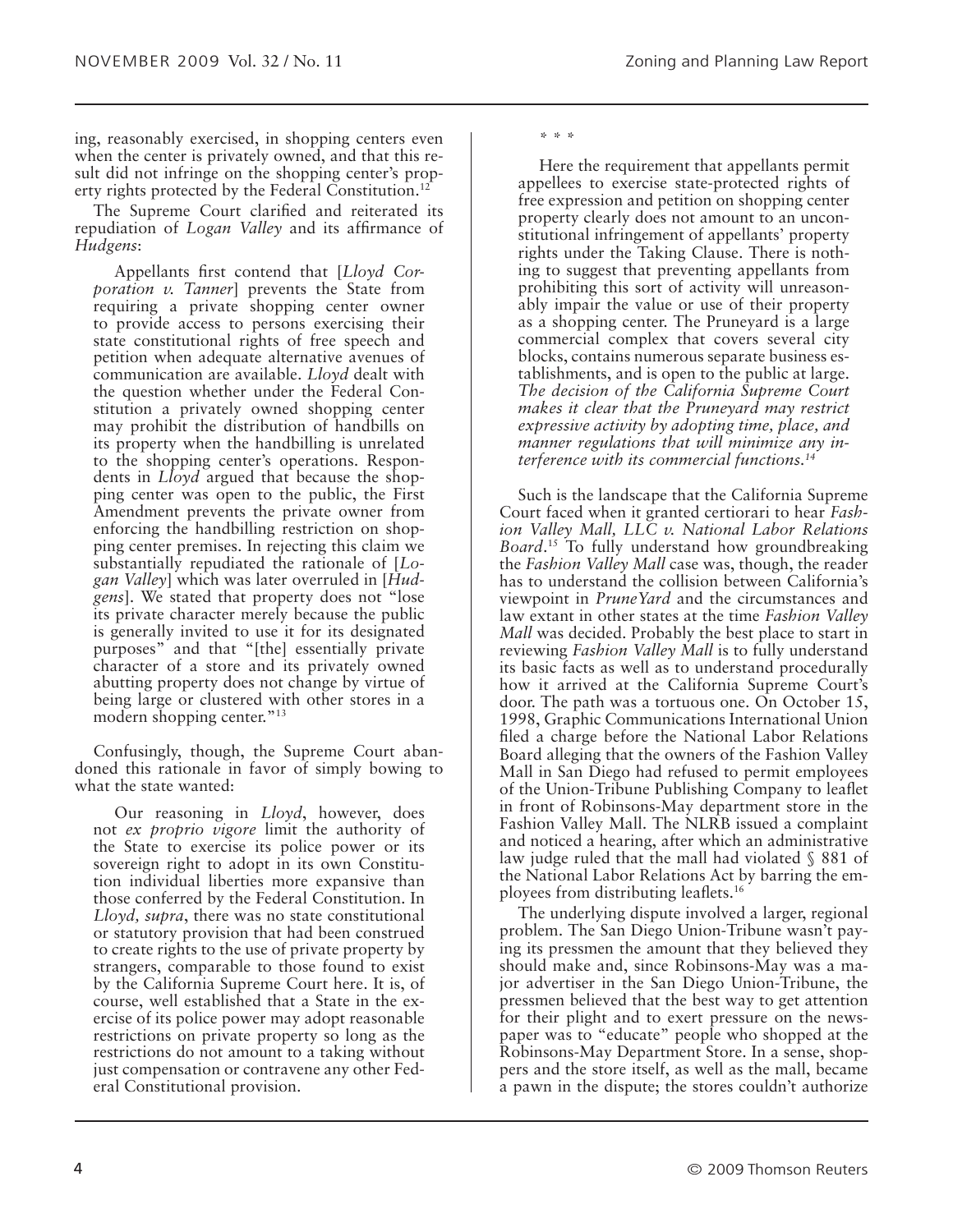ing, reasonably exercised, in shopping centers even when the center is privately owned, and that this result did not infringe on the shopping center's property rights protected by the Federal Constitution.[12]

The Supreme Court clarified and reiterated its repudiation of *Logan Valley* and its affirmance of *Hudgens*:

> Appellants first contend that [*Lloyd Corporation v. Tanner*] prevents the State from requiring a private shopping center owner to provide access to persons exercising their state constitutional rights of free speech and petition when adequate alternative avenues of communication are available. *Lloyd* dealt with the question whether under the Federal Constitution a privately owned shopping center may prohibit the distribution of handbills on its property when the handbilling is unrelated to the shopping center's operations. Respondents in *Lloyd* argued that because the shopping center was open to the public, the First Amendment prevents the private owner from enforcing the handbilling restriction on shopping center premises. In rejecting this claim we substantially repudiated the rationale of [*Logan Valley*] which was later overruled in [*Hudgens*]. We stated that property does not "lose its private character merely because the public is generally invited to use it for its designated purposes" and that "[the] essentially private character of a store and its privately owned abutting property does not change by virtue of being large or clustered with other stores in a modern shopping center."[13]

Confusingly, though, the Supreme Court abandoned this rationale in favor of simply bowing to what the state wanted:

> Our reasoning in *Lloyd*, however, does not *ex proprio vigore* limit the authority of the State to exercise its police power or its sovereign right to adopt in its own Constitution individual liberties more expansive than those conferred by the Federal Constitution. In *Lloyd, supra*, there was no state constitutional or statutory provision that had been construed to create rights to the use of private property by strangers, comparable to those found to exist by the California Supreme Court here. It is, of course, well established that a State in the exercise of its police power may adopt reasonable restrictions on private property so long as the restrictions do not amount to a taking without just compensation or contravene any other Federal Constitutional provision.
>
> \* \* \*
>
> Here the requirement that appellants permit appellees to exercise state-protected rights of free expression and petition on shopping center property clearly does not amount to an unconstitutional infringement of appellants' property rights under the Taking Clause. There is nothing to suggest that preventing appellants from prohibiting this sort of activity will unreasonably impair the value or use of their property as a shopping center. The Pruneyard is a large commercial complex that covers several city blocks, contains numerous separate business establishments, and is open to the public at large. *The decision of the California Supreme Court makes it clear that the Pruneyard may restrict expressive activity by adopting time, place, and manner regulations that will minimize any interference with its commercial functions.[14]*

Such is the landscape that the California Supreme Court faced when it granted certiorari to hear *Fashion Valley Mall, LLC v. National Labor Relations Board*.[15] To fully understand how groundbreaking the *Fashion Valley Mall* case was, though, the reader has to understand the collision between California's viewpoint in *PruneYard* and the circumstances and law extant in other states at the time *Fashion Valley Mall* was decided. Probably the best place to start in reviewing *Fashion Valley Mall* is to fully understand its basic facts as well as to understand procedurally how it arrived at the California Supreme Court's door. The path was a tortuous one. On October 15, 1998, Graphic Communications International Union filed a charge before the National Labor Relations Board alleging that the owners of the Fashion Valley Mall in San Diego had refused to permit employees of the Union-Tribune Publishing Company to leaflet in front of Robinsons-May department store in the Fashion Valley Mall. The NLRB issued a complaint and noticed a hearing, after which an administrative law judge ruled that the mall had violated § 881 of the National Labor Relations Act by barring the employees from distributing leaflets.[16]

The underlying dispute involved a larger, regional problem. The San Diego Union-Tribune wasn't paying its pressmen the amount that they believed they should make and, since Robinsons-May was a major advertiser in the San Diego Union-Tribune, the pressmen believed that the best way to get attention for their plight and to exert pressure on the newspaper was to "educate" people who shopped at the Robinsons-May Department Store. In a sense, shoppers and the store itself, as well as the mall, became a pawn in the dispute; the stores couldn't authorize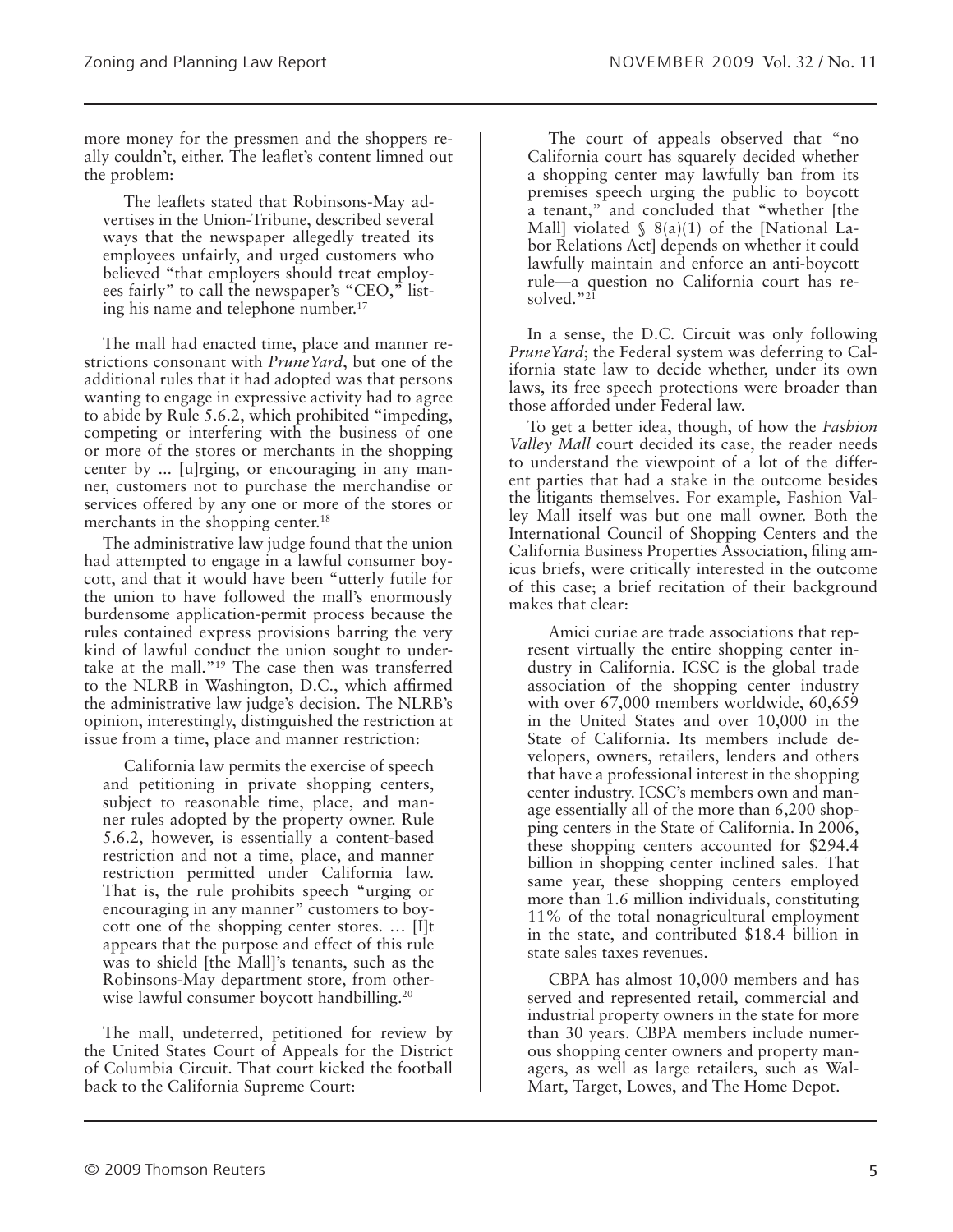more money for the pressmen and the shoppers really couldn't, either. The leaflet's content limned out the problem:

> The leaflets stated that Robinsons-May advertises in the Union-Tribune, described several ways that the newspaper allegedly treated its employees unfairly, and urged customers who believed "that employers should treat employees fairly" to call the newspaper's "CEO," listing his name and telephone number.[17]

The mall had enacted time, place and manner restrictions consonant with *PruneYard*, but one of the additional rules that it had adopted was that persons wanting to engage in expressive activity had to agree to abide by Rule 5.6.2, which prohibited "impeding, competing or interfering with the business of one or more of the stores or merchants in the shopping center by ... [u]rging, or encouraging in any manner, customers not to purchase the merchandise or services offered by any one or more of the stores or merchants in the shopping center.[18]

The administrative law judge found that the union had attempted to engage in a lawful consumer boycott, and that it would have been "utterly futile for the union to have followed the mall's enormously burdensome application-permit process because the rules contained express provisions barring the very kind of lawful conduct the union sought to undertake at the mall."[19] The case then was transferred to the NLRB in Washington, D.C., which affirmed the administrative law judge's decision. The NLRB's opinion, interestingly, distinguished the restriction at issue from a time, place and manner restriction:

> California law permits the exercise of speech and petitioning in private shopping centers, subject to reasonable time, place, and manner rules adopted by the property owner. Rule 5.6.2, however, is essentially a content-based restriction and not a time, place, and manner restriction permitted under California law. That is, the rule prohibits speech "urging or encouraging in any manner" customers to boycott one of the shopping center stores. … [I]t appears that the purpose and effect of this rule was to shield [the Mall]'s tenants, such as the Robinsons-May department store, from otherwise lawful consumer boycott handbilling.[20]

The mall, undeterred, petitioned for review by the United States Court of Appeals for the District of Columbia Circuit. That court kicked the football back to the California Supreme Court:

> The court of appeals observed that "no California court has squarely decided whether a shopping center may lawfully ban from its premises speech urging the public to boycott a tenant," and concluded that "whether [the Mall] violated § 8(a)(1) of the [National Labor Relations Act] depends on whether it could lawfully maintain and enforce an anti-boycott rule—a question no California court has resolved."[21]

In a sense, the D.C. Circuit was only following *PruneYard*; the Federal system was deferring to California state law to decide whether, under its own laws, its free speech protections were broader than those afforded under Federal law.

To get a better idea, though, of how the *Fashion Valley Mall* court decided its case, the reader needs to understand the viewpoint of a lot of the different parties that had a stake in the outcome besides the litigants themselves. For example, Fashion Valley Mall itself was but one mall owner. Both the International Council of Shopping Centers and the California Business Properties Association, filing amicus briefs, were critically interested in the outcome of this case; a brief recitation of their background makes that clear:

> Amici curiae are trade associations that represent virtually the entire shopping center industry in California. ICSC is the global trade association of the shopping center industry with over 67,000 members worldwide, 60,659 in the United States and over 10,000 in the State of California. Its members include developers, owners, retailers, lenders and others that have a professional interest in the shopping center industry. ICSC's members own and manage essentially all of the more than 6,200 shopping centers in the State of California. In 2006, these shopping centers accounted for $294.4 billion in shopping center inclined sales. That same year, these shopping centers employed more than 1.6 million individuals, constituting 11% of the total nonagricultural employment in the state, and contributed $18.4 billion in state sales taxes revenues.
>
> CBPA has almost 10,000 members and has served and represented retail, commercial and industrial property owners in the state for more than 30 years. CBPA members include numerous shopping center owners and property managers, as well as large retailers, such as Wal-Mart, Target, Lowes, and The Home Depot.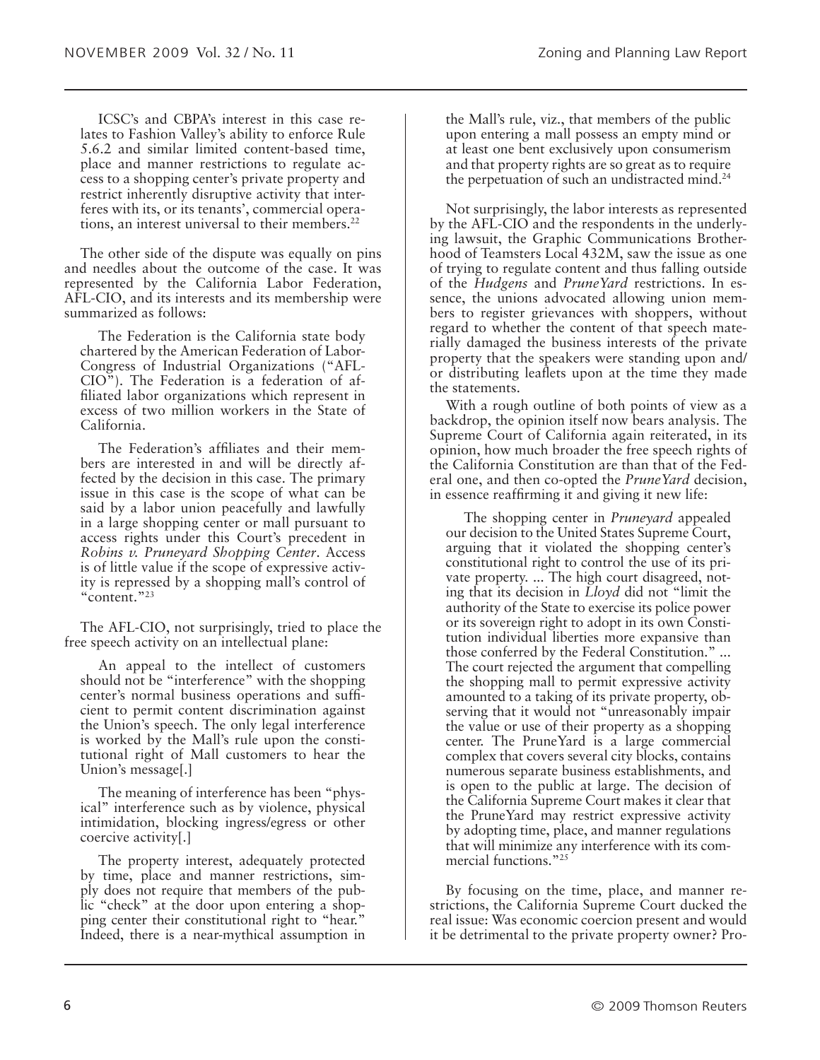ICSC's and CBPA's interest in this case relates to Fashion Valley's ability to enforce Rule 5.6.2 and similar limited content-based time, place and manner restrictions to regulate access to a shopping center's private property and restrict inherently disruptive activity that interferes with its, or its tenants', commercial operations, an interest universal to their members.[22]

The other side of the dispute was equally on pins and needles about the outcome of the case. It was represented by the California Labor Federation, AFL-CIO, and its interests and its membership were summarized as follows:

> The Federation is the California state body chartered by the American Federation of Labor-Congress of Industrial Organizations ("AFL-CIO"). The Federation is a federation of affiliated labor organizations which represent in excess of two million workers in the State of California.
>
> The Federation's affiliates and their members are interested in and will be directly affected by the decision in this case. The primary issue in this case is the scope of what can be said by a labor union peacefully and lawfully in a large shopping center or mall pursuant to access rights under this Court's precedent in *Robins v. Pruneyard Shopping Center*. Access is of little value if the scope of expressive activity is repressed by a shopping mall's control of "content."[23]

The AFL-CIO, not surprisingly, tried to place the free speech activity on an intellectual plane:

> An appeal to the intellect of customers should not be "interference" with the shopping center's normal business operations and sufficient to permit content discrimination against the Union's speech. The only legal interference is worked by the Mall's rule upon the constitutional right of Mall customers to hear the Union's message[.]
>
> The meaning of interference has been "physical" interference such as by violence, physical intimidation, blocking ingress/egress or other coercive activity[.]
>
> The property interest, adequately protected by time, place and manner restrictions, simply does not require that members of the public "check" at the door upon entering a shopping center their constitutional right to "hear." Indeed, there is a near-mythical assumption in the Mall's rule, viz., that members of the public upon entering a mall possess an empty mind or at least one bent exclusively upon consumerism and that property rights are so great as to require the perpetuation of such an undistracted mind.[24]

Not surprisingly, the labor interests as represented by the AFL-CIO and the respondents in the underlying lawsuit, the Graphic Communications Brotherhood of Teamsters Local 432M, saw the issue as one of trying to regulate content and thus falling outside of the *Hudgens* and *PruneYard* restrictions. In essence, the unions advocated allowing union members to register grievances with shoppers, without regard to whether the content of that speech materially damaged the business interests of the private property that the speakers were standing upon and/or distributing leaflets upon at the time they made the statements.

With a rough outline of both points of view as a backdrop, the opinion itself now bears analysis. The Supreme Court of California again reiterated, in its opinion, how much broader the free speech rights of the California Constitution are than that of the Federal one, and then co-opted the *PruneYard* decision, in essence reaffirming it and giving it new life:

> The shopping center in *Pruneyard* appealed our decision to the United States Supreme Court, arguing that it violated the shopping center's constitutional right to control the use of its private property. ... The high court disagreed, noting that its decision in *Lloyd* did not "limit the authority of the State to exercise its police power or its sovereign right to adopt in its own Constitution individual liberties more expansive than those conferred by the Federal Constitution." ... The court rejected the argument that compelling the shopping mall to permit expressive activity amounted to a taking of its private property, observing that it would not "unreasonably impair the value or use of their property as a shopping center. The PruneYard is a large commercial complex that covers several city blocks, contains numerous separate business establishments, and is open to the public at large. The decision of the California Supreme Court makes it clear that the PruneYard may restrict expressive activity by adopting time, place, and manner regulations that will minimize any interference with its commercial functions."[25]

By focusing on the time, place, and manner restrictions, the California Supreme Court ducked the real issue: Was economic coercion present and would it be detrimental to the private property owner? Pro-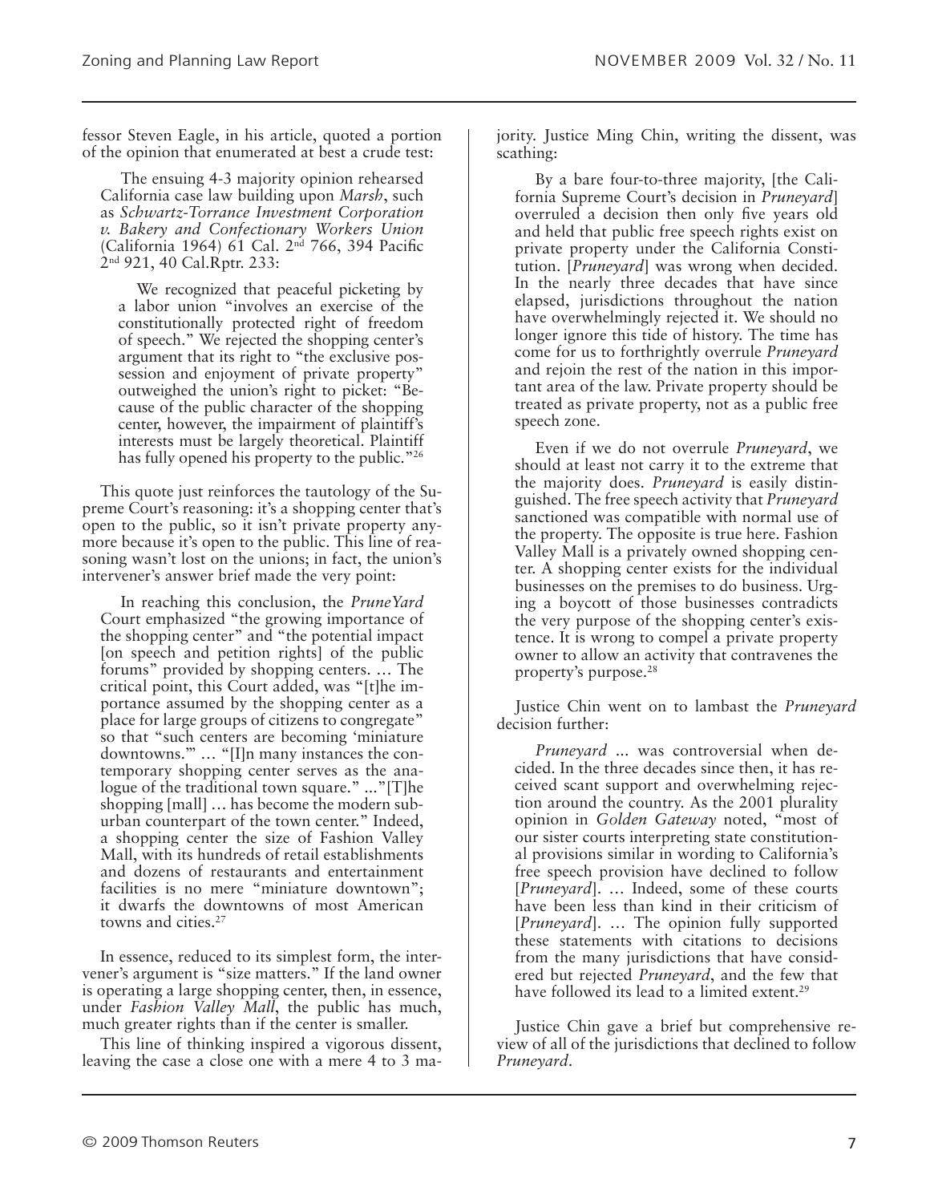fessor Steven Eagle, in his article, quoted a portion of the opinion that enumerated at best a crude test:

> The ensuing 4-3 majority opinion rehearsed California case law building upon *Marsh*, such as *Schwartz-Torrance Investment Corporation v. Bakery and Confectionary Workers Union* (California 1964) 61 Cal. 2nd 766, 394 Pacific 2nd 921, 40 Cal.Rptr. 233:
>
> > We recognized that peaceful picketing by a labor union "involves an exercise of the constitutionally protected right of freedom of speech." We rejected the shopping center's argument that its right to "the exclusive possession and enjoyment of private property" outweighed the union's right to picket: "Because of the public character of the shopping center, however, the impairment of plaintiff's interests must be largely theoretical. Plaintiff has fully opened his property to the public."[26]

This quote just reinforces the tautology of the Supreme Court's reasoning: it's a shopping center that's open to the public, so it isn't private property anymore because it's open to the public. This line of reasoning wasn't lost on the unions; in fact, the union's intervener's answer brief made the very point:

> In reaching this conclusion, the *PruneYard* Court emphasized "the growing importance of the shopping center" and "the potential impact [on speech and petition rights] of the public forums" provided by shopping centers. … The critical point, this Court added, was "[t]he importance assumed by the shopping center as a place for large groups of citizens to congregate" so that "such centers are becoming 'miniature downtowns.'" … "[I]n many instances the contemporary shopping center serves as the analogue of the traditional town square." ..."[T]he shopping [mall] … has become the modern suburban counterpart of the town center." Indeed, a shopping center the size of Fashion Valley Mall, with its hundreds of retail establishments and dozens of restaurants and entertainment facilities is no mere "miniature downtown"; it dwarfs the downtowns of most American towns and cities.[27]

In essence, reduced to its simplest form, the intervener's argument is "size matters." If the land owner is operating a large shopping center, then, in essence, under *Fashion Valley Mall*, the public has much, much greater rights than if the center is smaller.

This line of thinking inspired a vigorous dissent, leaving the case a close one with a mere 4 to 3 majority. Justice Ming Chin, writing the dissent, was scathing:

> By a bare four-to-three majority, [the California Supreme Court's decision in *Pruneyard*] overruled a decision then only five years old and held that public free speech rights exist on private property under the California Constitution. [*Pruneyard*] was wrong when decided. In the nearly three decades that have since elapsed, jurisdictions throughout the nation have overwhelmingly rejected it. We should no longer ignore this tide of history. The time has come for us to forthrightly overrule *Pruneyard* and rejoin the rest of the nation in this important area of the law. Private property should be treated as private property, not as a public free speech zone.
>
> Even if we do not overrule *Pruneyard*, we should at least not carry it to the extreme that the majority does. *Pruneyard* is easily distinguished. The free speech activity that *Pruneyard* sanctioned was compatible with normal use of the property. The opposite is true here. Fashion Valley Mall is a privately owned shopping center. A shopping center exists for the individual businesses on the premises to do business. Urging a boycott of those businesses contradicts the very purpose of the shopping center's existence. It is wrong to compel a private property owner to allow an activity that contravenes the property's purpose.[28]

Justice Chin went on to lambast the *Pruneyard* decision further:

> *Pruneyard* ... was controversial when decided. In the three decades since then, it has received scant support and overwhelming rejection around the country. As the 2001 plurality opinion in *Golden Gateway* noted, "most of our sister courts interpreting state constitutional provisions similar in wording to California's free speech provision have declined to follow [*Pruneyard*]. … Indeed, some of these courts have been less than kind in their criticism of [*Pruneyard*]. … The opinion fully supported these statements with citations to decisions from the many jurisdictions that have considered but rejected *Pruneyard*, and the few that have followed its lead to a limited extent.[29]

Justice Chin gave a brief but comprehensive review of all of the jurisdictions that declined to follow *Pruneyard*.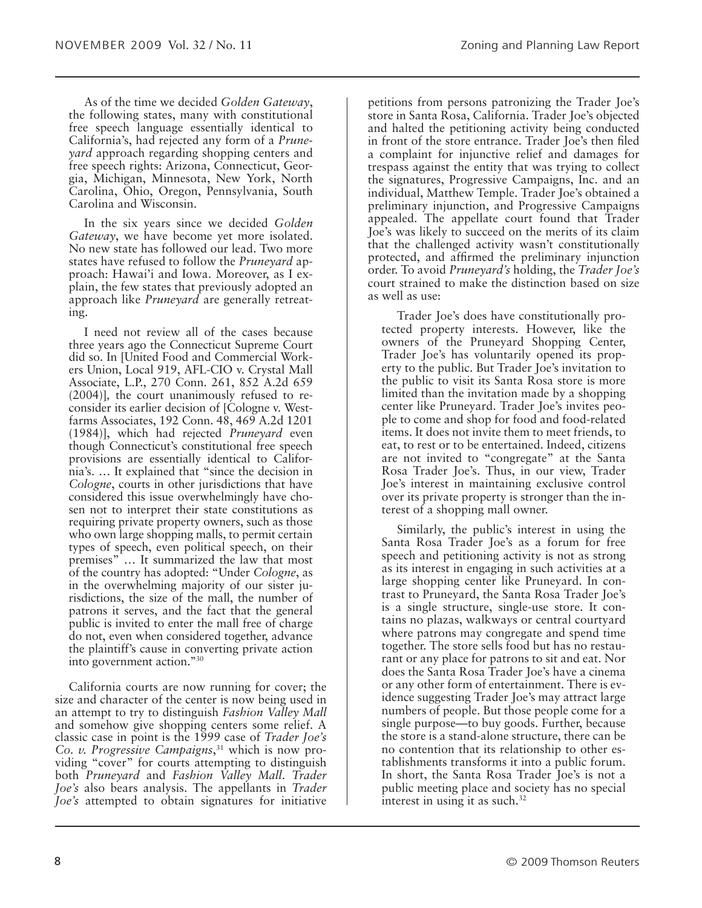As of the time we decided *Golden Gateway*, the following states, many with constitutional free speech language essentially identical to California's, had rejected any form of a *Pruneyard* approach regarding shopping centers and free speech rights: Arizona, Connecticut, Georgia, Michigan, Minnesota, New York, North Carolina, Ohio, Oregon, Pennsylvania, South Carolina and Wisconsin.

In the six years since we decided *Golden Gateway*, we have become yet more isolated. No new state has followed our lead. Two more states have refused to follow the *Pruneyard* approach: Hawai'i and Iowa. Moreover, as I explain, the few states that previously adopted an approach like *Pruneyard* are generally retreating.

I need not review all of the cases because three years ago the Connecticut Supreme Court did so. In [United Food and Commercial Workers Union, Local 919, AFL-CIO v. Crystal Mall Associate, L.P., 270 Conn. 261, 852 A.2d 659 (2004)], the court unanimously refused to reconsider its earlier decision of [Cologne v. Westfarms Associates, 192 Conn. 48, 469 A.2d 1201 (1984)], which had rejected *Pruneyard* even though Connecticut's constitutional free speech provisions are essentially identical to California's. … It explained that "since the decision in *Cologne*, courts in other jurisdictions that have considered this issue overwhelmingly have chosen not to interpret their state constitutions as requiring private property owners, such as those who own large shopping malls, to permit certain types of speech, even political speech, on their premises" … It summarized the law that most of the country has adopted: "Under *Cologne*, as in the overwhelming majority of our sister jurisdictions, the size of the mall, the number of patrons it serves, and the fact that the general public is invited to enter the mall free of charge do not, even when considered together, advance the plaintiff's cause in converting private action into government action."[30]

California courts are now running for cover; the size and character of the center is now being used in an attempt to try to distinguish *Fashion Valley Mall* and somehow give shopping centers some relief. A classic case in point is the 1999 case of *Trader Joe's Co. v. Progressive Campaigns*,[31] which is now providing "cover" for courts attempting to distinguish both *Pruneyard* and *Fashion Valley Mall*. *Trader Joe's* also bears analysis. The appellants in *Trader Joe's* attempted to obtain signatures for initiative petitions from persons patronizing the Trader Joe's store in Santa Rosa, California. Trader Joe's objected and halted the petitioning activity being conducted in front of the store entrance. Trader Joe's then filed a complaint for injunctive relief and damages for trespass against the entity that was trying to collect the signatures, Progressive Campaigns, Inc. and an individual, Matthew Temple. Trader Joe's obtained a preliminary injunction, and Progressive Campaigns appealed. The appellate court found that Trader Joe's was likely to succeed on the merits of its claim that the challenged activity wasn't constitutionally protected, and affirmed the preliminary injunction order. To avoid *Pruneyard's* holding, the *Trader Joe's* court strained to make the distinction based on size as well as use:

> Trader Joe's does have constitutionally protected property interests. However, like the owners of the Pruneyard Shopping Center, Trader Joe's has voluntarily opened its property to the public. But Trader Joe's invitation to the public to visit its Santa Rosa store is more limited than the invitation made by a shopping center like Pruneyard. Trader Joe's invites people to come and shop for food and food-related items. It does not invite them to meet friends, to eat, to rest or to be entertained. Indeed, citizens are not invited to "congregate" at the Santa Rosa Trader Joe's. Thus, in our view, Trader Joe's interest in maintaining exclusive control over its private property is stronger than the interest of a shopping mall owner.
>
> Similarly, the public's interest in using the Santa Rosa Trader Joe's as a forum for free speech and petitioning activity is not as strong as its interest in engaging in such activities at a large shopping center like Pruneyard. In contrast to Pruneyard, the Santa Rosa Trader Joe's is a single structure, single-use store. It contains no plazas, walkways or central courtyard where patrons may congregate and spend time together. The store sells food but has no restaurant or any place for patrons to sit and eat. Nor does the Santa Rosa Trader Joe's have a cinema or any other form of entertainment. There is evidence suggesting Trader Joe's may attract large numbers of people. But those people come for a single purpose—to buy goods. Further, because the store is a stand-alone structure, there can be no contention that its relationship to other establishments transforms it into a public forum. In short, the Santa Rosa Trader Joe's is not a public meeting place and society has no special interest in using it as such.[32]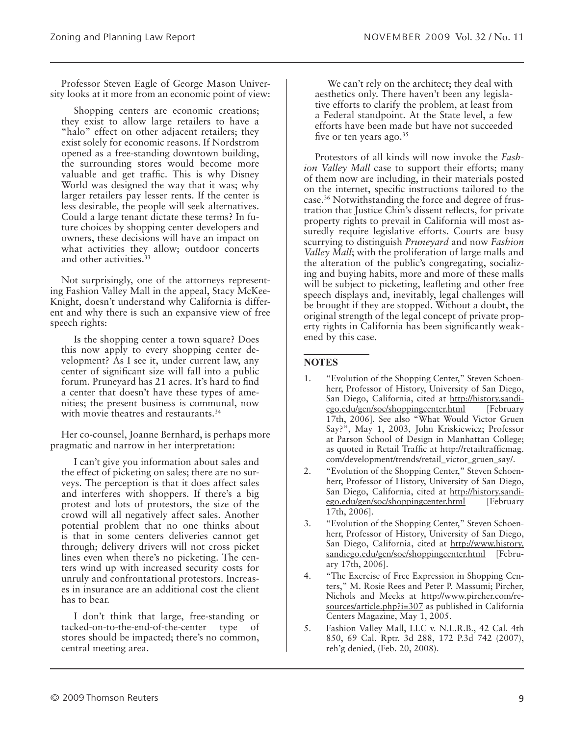Professor Steven Eagle of George Mason University looks at it more from an economic point of view:

> Shopping centers are economic creations; they exist to allow large retailers to have a "halo" effect on other adjacent retailers; they exist solely for economic reasons. If Nordstrom opened as a free-standing downtown building, the surrounding stores would become more valuable and get traffic. This is why Disney World was designed the way that it was; why larger retailers pay lesser rents. If the center is less desirable, the people will seek alternatives. Could a large tenant dictate these terms? In future choices by shopping center developers and owners, these decisions will have an impact on what activities they allow; outdoor concerts and other activities.[33]

Not surprisingly, one of the attorneys representing Fashion Valley Mall in the appeal, Stacy McKee-Knight, doesn't understand why California is different and why there is such an expansive view of free speech rights:

> Is the shopping center a town square? Does this now apply to every shopping center development? As I see it, under current law, any center of significant size will fall into a public forum. Pruneyard has 21 acres. It's hard to find a center that doesn't have these types of amenities; the present business is communal, now with movie theatres and restaurants.[34]

Her co-counsel, Joanne Bernhard, is perhaps more pragmatic and narrow in her interpretation:

> I can't give you information about sales and the effect of picketing on sales; there are no surveys. The perception is that it does affect sales and interferes with shoppers. If there's a big protest and lots of protestors, the size of the crowd will all negatively affect sales. Another potential problem that no one thinks about is that in some centers deliveries cannot get through; delivery drivers will not cross picket lines even when there's no picketing. The centers wind up with increased security costs for unruly and confrontational protestors. Increases in insurance are an additional cost the client has to bear.
>
> I don't think that large, free-standing or tacked-on-to-the-end-of-the-center type of stores should be impacted; there's no common, central meeting area.
>
> We can't rely on the architect; they deal with aesthetics only. There haven't been any legislative efforts to clarify the problem, at least from a Federal standpoint. At the State level, a few efforts have been made but have not succeeded five or ten years ago.[35]

Protestors of all kinds will now invoke the *Fashion Valley Mall* case to support their efforts; many of them now are including, in their materials posted on the internet, specific instructions tailored to the case.[36] Notwithstanding the force and degree of frustration that Justice Chin's dissent reflects, for private property rights to prevail in California will most assuredly require legislative efforts. Courts are busy scurrying to distinguish *Pruneyard* and now *Fashion Valley Mall*; with the proliferation of large malls and the alteration of the public's congregating, socializing and buying habits, more and more of these malls will be subject to picketing, leafleting and other free speech displays and, inevitably, legal challenges will be brought if they are stopped. Without a doubt, the original strength of the legal concept of private property rights in California has been significantly weakened by this case.

## NOTES

1. "Evolution of the Shopping Center," Steven Schoenherr, Professor of History, University of San Diego, San Diego, California, cited at http://history.sandiego.edu/gen/soc/shoppingcenter.html [February 17th, 2006]. See also "What Would Victor Gruen Say?", May 1, 2003, John Kriskiewicz; Professor at Parson School of Design in Manhattan College; as quoted in Retail Traffic at http://retailtrafficmag.com/development/trends/retail_victor_gruen_say/.
2. "Evolution of the Shopping Center," Steven Schoenherr, Professor of History, University of San Diego, San Diego, California, cited at http://history.sandiego.edu/gen/soc/shoppingcenter.html [February 17th, 2006].
3. "Evolution of the Shopping Center," Steven Schoenherr, Professor of History, University of San Diego, San Diego, California, cited at http://www.history.sandiego.edu/gen/soc/shoppingcenter.html [February 17th, 2006].
4. "The Exercise of Free Expression in Shopping Centers," M. Rosie Rees and Peter P. Massumi; Pircher, Nichols and Meeks at http://www.pircher.com/resources/article.php?i=307 as published in California Centers Magazine, May 1, 2005.
5. Fashion Valley Mall, LLC v. N.L.R.B., 42 Cal. 4th 850, 69 Cal. Rptr. 3d 288, 172 P.3d 742 (2007), reh'g denied, (Feb. 20, 2008).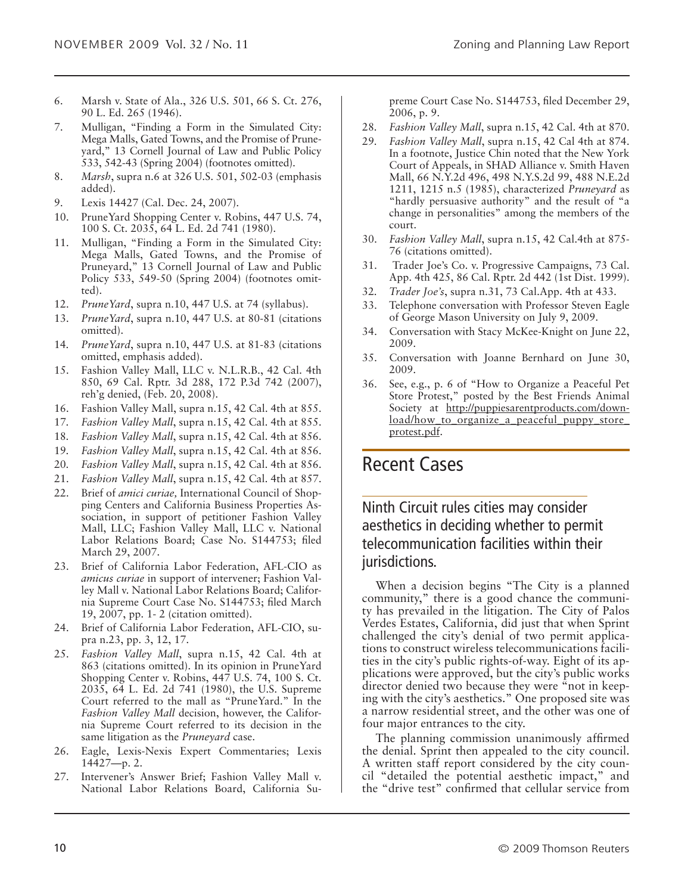6. Marsh v. State of Ala., 326 U.S. 501, 66 S. Ct. 276, 90 L. Ed. 265 (1946).
7. Mulligan, "Finding a Form in the Simulated City: Mega Malls, Gated Towns, and the Promise of Pruneyard," 13 Cornell Journal of Law and Public Policy 533, 542-43 (Spring 2004) (footnotes omitted).
8. *Marsh*, supra n.6 at 326 U.S. 501, 502-03 (emphasis added).
9. Lexis 14427 (Cal. Dec. 24, 2007).
10. PruneYard Shopping Center v. Robins, 447 U.S. 74, 100 S. Ct. 2035, 64 L. Ed. 2d 741 (1980).
11. Mulligan, "Finding a Form in the Simulated City: Mega Malls, Gated Towns, and the Promise of Pruneyard," 13 Cornell Journal of Law and Public Policy 533, 549-50 (Spring 2004) (footnotes omitted).
12. *PruneYard*, supra n.10, 447 U.S. at 74 (syllabus).
13. *PruneYard*, supra n.10, 447 U.S. at 80-81 (citations omitted).
14. *PruneYard*, supra n.10, 447 U.S. at 81-83 (citations omitted, emphasis added).
15. Fashion Valley Mall, LLC v. N.L.R.B., 42 Cal. 4th 850, 69 Cal. Rptr. 3d 288, 172 P.3d 742 (2007), reh'g denied, (Feb. 20, 2008).
16. Fashion Valley Mall, supra n.15, 42 Cal. 4th at 855.
17. *Fashion Valley Mall*, supra n.15, 42 Cal. 4th at 855.
18. *Fashion Valley Mall*, supra n.15, 42 Cal. 4th at 856.
19. *Fashion Valley Mall*, supra n.15, 42 Cal. 4th at 856.
20. *Fashion Valley Mall*, supra n.15, 42 Cal. 4th at 856.
21. *Fashion Valley Mall*, supra n.15, 42 Cal. 4th at 857.
22. Brief of *amici curiae,* International Council of Shopping Centers and California Business Properties Association, in support of petitioner Fashion Valley Mall, LLC; Fashion Valley Mall, LLC v. National Labor Relations Board; Case No. S144753; filed March 29, 2007.
23. Brief of California Labor Federation, AFL-CIO as *amicus curiae* in support of intervener; Fashion Valley Mall v. National Labor Relations Board; California Supreme Court Case No. S144753; filed March 19, 2007, pp. 1- 2 (citation omitted).
24. Brief of California Labor Federation, AFL-CIO, supra n.23, pp. 3, 12, 17.
25. *Fashion Valley Mall*, supra n.15, 42 Cal. 4th at 863 (citations omitted). In its opinion in PruneYard Shopping Center v. Robins, 447 U.S. 74, 100 S. Ct. 2035, 64 L. Ed. 2d 741 (1980), the U.S. Supreme Court referred to the mall as "PruneYard." In the *Fashion Valley Mall* decision, however, the California Supreme Court referred to its decision in the same litigation as the *Pruneyard* case.
26. Eagle, Lexis-Nexis Expert Commentaries; Lexis 14427—p. 2.
27. Intervener's Answer Brief; Fashion Valley Mall v. National Labor Relations Board, California Supreme Court Case No. S144753, filed December 29, 2006, p. 9.
28. *Fashion Valley Mall*, supra n.15, 42 Cal. 4th at 870.
29. *Fashion Valley Mall*, supra n.15, 42 Cal 4th at 874. In a footnote, Justice Chin noted that the New York Court of Appeals, in SHAD Alliance v. Smith Haven Mall, 66 N.Y.2d 496, 498 N.Y.S.2d 99, 488 N.E.2d 1211, 1215 n.5 (1985), characterized *Pruneyard* as "hardly persuasive authority" and the result of "a change in personalities" among the members of the court.
30. *Fashion Valley Mall*, supra n.15, 42 Cal.4th at 875-76 (citations omitted).
31. Trader Joe's Co. v. Progressive Campaigns, 73 Cal. App. 4th 425, 86 Cal. Rptr. 2d 442 (1st Dist. 1999).
32. *Trader Joe's*, supra n.31, 73 Cal.App. 4th at 433.
33. Telephone conversation with Professor Steven Eagle of George Mason University on July 9, 2009.
34. Conversation with Stacy McKee-Knight on June 22, 2009.
35. Conversation with Joanne Bernhard on June 30, 2009.
36. See, e.g., p. 6 of "How to Organize a Peaceful Pet Store Protest," posted by the Best Friends Animal Society at http://puppiesarentproducts.com/download/how_to_organize_a_peaceful_puppy_store_protest.pdf.

# Recent Cases

## Ninth Circuit rules cities may consider aesthetics in deciding whether to permit telecommunication facilities within their jurisdictions.

When a decision begins "The City is a planned community," there is a good chance the community has prevailed in the litigation. The City of Palos Verdes Estates, California, did just that when Sprint challenged the city's denial of two permit applications to construct wireless telecommunications facilities in the city's public rights-of-way. Eight of its applications were approved, but the city's public works director denied two because they were "not in keeping with the city's aesthetics." One proposed site was a narrow residential street, and the other was one of four major entrances to the city.

The planning commission unanimously affirmed the denial. Sprint then appealed to the city council. A written staff report considered by the city council "detailed the potential aesthetic impact," and the "drive test" confirmed that cellular service from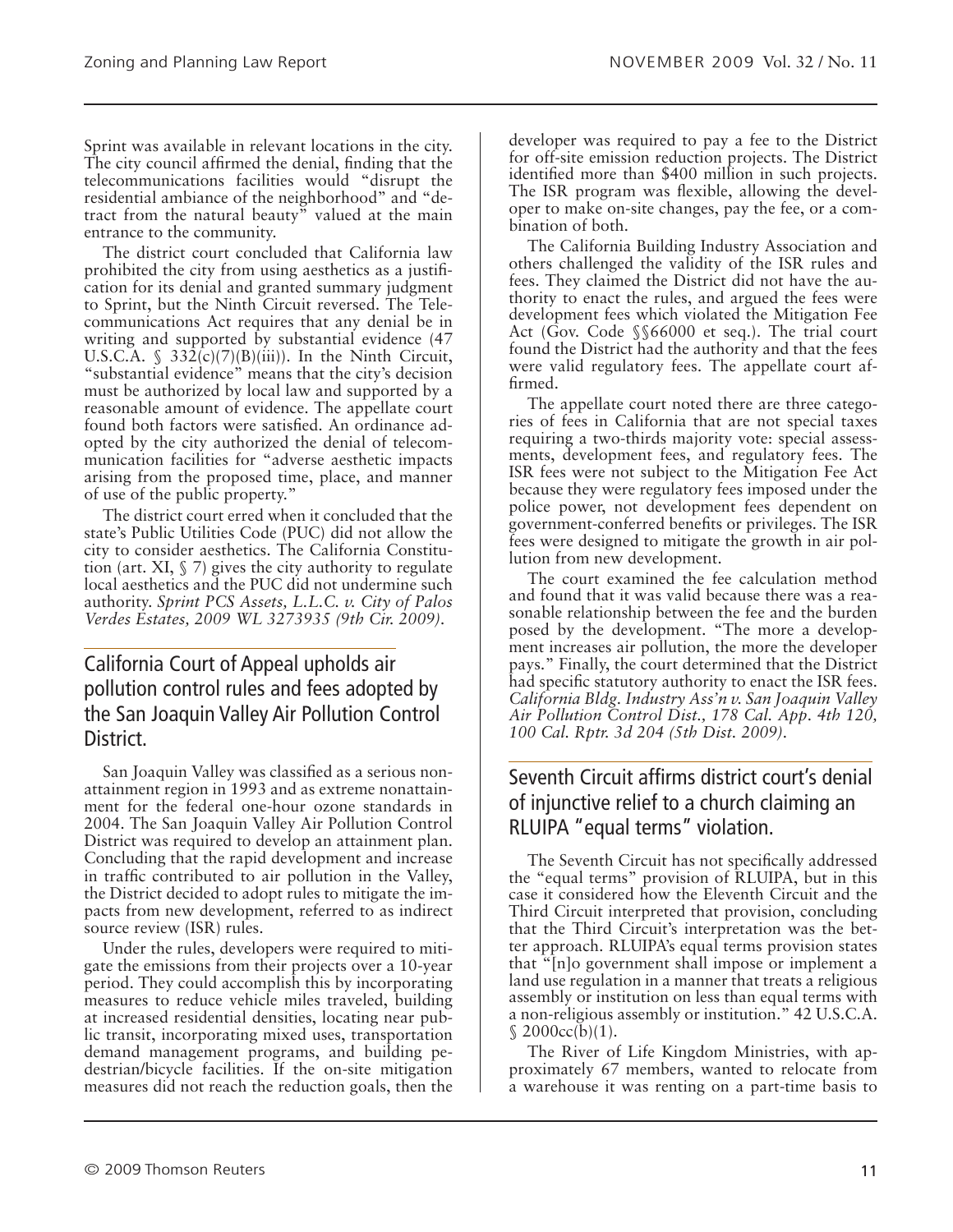Sprint was available in relevant locations in the city. The city council affirmed the denial, finding that the telecommunications facilities would "disrupt the residential ambiance of the neighborhood" and "detract from the natural beauty" valued at the main entrance to the community.

The district court concluded that California law prohibited the city from using aesthetics as a justification for its denial and granted summary judgment to Sprint, but the Ninth Circuit reversed. The Telecommunications Act requires that any denial be in writing and supported by substantial evidence (47 U.S.C.A. § 332(c)(7)(B)(iii)). In the Ninth Circuit, "substantial evidence" means that the city's decision must be authorized by local law and supported by a reasonable amount of evidence. The appellate court found both factors were satisfied. An ordinance adopted by the city authorized the denial of telecommunication facilities for "adverse aesthetic impacts arising from the proposed time, place, and manner of use of the public property."

The district court erred when it concluded that the state's Public Utilities Code (PUC) did not allow the city to consider aesthetics. The California Constitution (art. XI, § 7) gives the city authority to regulate local aesthetics and the PUC did not undermine such authority. *Sprint PCS Assets, L.L.C. v. City of Palos Verdes Estates, 2009 WL 3273935 (9th Cir. 2009).*

## California Court of Appeal upholds air pollution control rules and fees adopted by the San Joaquin Valley Air Pollution Control District.

San Joaquin Valley was classified as a serious nonattainment region in 1993 and as extreme nonattainment for the federal one-hour ozone standards in 2004. The San Joaquin Valley Air Pollution Control District was required to develop an attainment plan. Concluding that the rapid development and increase in traffic contributed to air pollution in the Valley, the District decided to adopt rules to mitigate the impacts from new development, referred to as indirect source review (ISR) rules.

Under the rules, developers were required to mitigate the emissions from their projects over a 10-year period. They could accomplish this by incorporating measures to reduce vehicle miles traveled, building at increased residential densities, locating near public transit, incorporating mixed uses, transportation demand management programs, and building pedestrian/bicycle facilities. If the on-site mitigation measures did not reach the reduction goals, then the developer was required to pay a fee to the District for off-site emission reduction projects. The District identified more than $400 million in such projects. The ISR program was flexible, allowing the developer to make on-site changes, pay the fee, or a combination of both.

The California Building Industry Association and others challenged the validity of the ISR rules and fees. They claimed the District did not have the authority to enact the rules, and argued the fees were development fees which violated the Mitigation Fee Act (Gov. Code §§66000 et seq.). The trial court found the District had the authority and that the fees were valid regulatory fees. The appellate court affirmed.

The appellate court noted there are three categories of fees in California that are not special taxes requiring a two-thirds majority vote: special assessments, development fees, and regulatory fees. The ISR fees were not subject to the Mitigation Fee Act because they were regulatory fees imposed under the police power, not development fees dependent on government-conferred benefits or privileges. The ISR fees were designed to mitigate the growth in air pollution from new development.

The court examined the fee calculation method and found that it was valid because there was a reasonable relationship between the fee and the burden posed by the development. "The more a development increases air pollution, the more the developer pays." Finally, the court determined that the District had specific statutory authority to enact the ISR fees. *California Bldg. Industry Ass'n v. San Joaquin Valley Air Pollution Control Dist., 178 Cal. App. 4th 120, 100 Cal. Rptr. 3d 204 (5th Dist. 2009).*

## Seventh Circuit affirms district court's denial of injunctive relief to a church claiming an RLUIPA "equal terms" violation.

The Seventh Circuit has not specifically addressed the "equal terms" provision of RLUIPA, but in this case it considered how the Eleventh Circuit and the Third Circuit interpreted that provision, concluding that the Third Circuit's interpretation was the better approach. RLUIPA's equal terms provision states that "[n]o government shall impose or implement a land use regulation in a manner that treats a religious assembly or institution on less than equal terms with a non-religious assembly or institution." 42 U.S.C.A. § 2000cc(b)(1).

The River of Life Kingdom Ministries, with approximately 67 members, wanted to relocate from a warehouse it was renting on a part-time basis to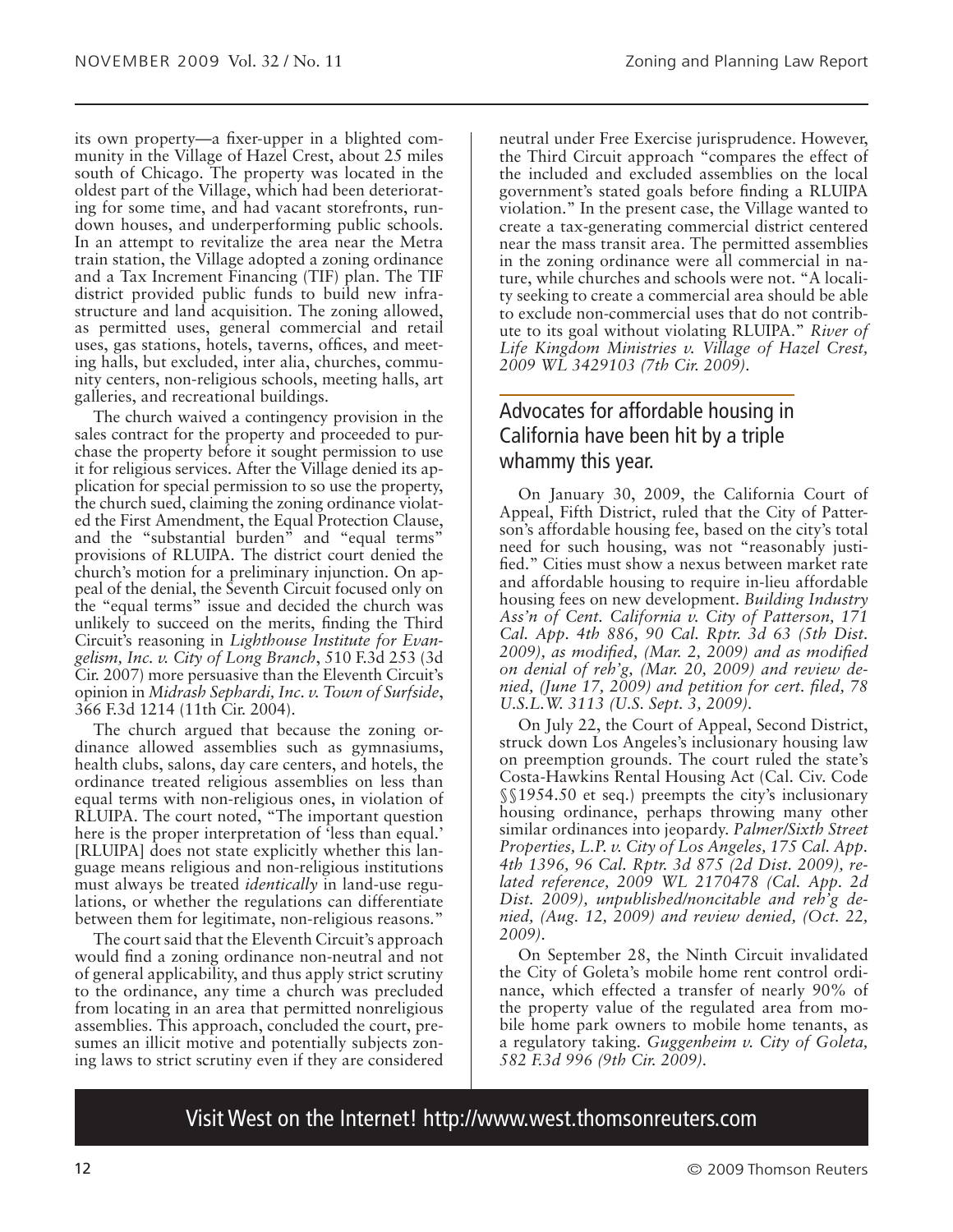its own property—a fixer-upper in a blighted community in the Village of Hazel Crest, about 25 miles south of Chicago. The property was located in the oldest part of the Village, which had been deteriorating for some time, and had vacant storefronts, rundown houses, and underperforming public schools. In an attempt to revitalize the area near the Metra train station, the Village adopted a zoning ordinance and a Tax Increment Financing (TIF) plan. The TIF district provided public funds to build new infrastructure and land acquisition. The zoning allowed, as permitted uses, general commercial and retail uses, gas stations, hotels, taverns, offices, and meeting halls, but excluded, inter alia, churches, community centers, non-religious schools, meeting halls, art galleries, and recreational buildings.

The church waived a contingency provision in the sales contract for the property and proceeded to purchase the property before it sought permission to use it for religious services. After the Village denied its application for special permission to so use the property, the church sued, claiming the zoning ordinance violated the First Amendment, the Equal Protection Clause, and the "substantial burden" and "equal terms" provisions of RLUIPA. The district court denied the church's motion for a preliminary injunction. On appeal of the denial, the Seventh Circuit focused only on the "equal terms" issue and decided the church was unlikely to succeed on the merits, finding the Third Circuit's reasoning in *Lighthouse Institute for Evangelism, Inc. v. City of Long Branch*, 510 F.3d 253 (3d Cir. 2007) more persuasive than the Eleventh Circuit's opinion in *Midrash Sephardi, Inc. v. Town of Surfside*, 366 F.3d 1214 (11th Cir. 2004).

The church argued that because the zoning ordinance allowed assemblies such as gymnasiums, health clubs, salons, day care centers, and hotels, the ordinance treated religious assemblies on less than equal terms with non-religious ones, in violation of RLUIPA. The court noted, "The important question here is the proper interpretation of 'less than equal.' [RLUIPA] does not state explicitly whether this language means religious and non-religious institutions must always be treated *identically* in land-use regulations, or whether the regulations can differentiate between them for legitimate, non-religious reasons."

The court said that the Eleventh Circuit's approach would find a zoning ordinance non-neutral and not of general applicability, and thus apply strict scrutiny to the ordinance, any time a church was precluded from locating in an area that permitted nonreligious assemblies. This approach, concluded the court, presumes an illicit motive and potentially subjects zoning laws to strict scrutiny even if they are considered neutral under Free Exercise jurisprudence. However, the Third Circuit approach "compares the effect of the included and excluded assemblies on the local government's stated goals before finding a RLUIPA violation." In the present case, the Village wanted to create a tax-generating commercial district centered near the mass transit area. The permitted assemblies in the zoning ordinance were all commercial in nature, while churches and schools were not. "A locality seeking to create a commercial area should be able to exclude non-commercial uses that do not contribute to its goal without violating RLUIPA." *River of Life Kingdom Ministries v. Village of Hazel Crest, 2009 WL 3429103 (7th Cir. 2009).*

## Advocates for affordable housing in California have been hit by a triple whammy this year.

On January 30, 2009, the California Court of Appeal, Fifth District, ruled that the City of Patterson's affordable housing fee, based on the city's total need for such housing, was not "reasonably justified." Cities must show a nexus between market rate and affordable housing to require in-lieu affordable housing fees on new development. *Building Industry Ass'n of Cent. California v. City of Patterson, 171 Cal. App. 4th 886, 90 Cal. Rptr. 3d 63 (5th Dist. 2009), as modified, (Mar. 2, 2009) and as modified on denial of reh'g, (Mar. 20, 2009) and review denied, (June 17, 2009) and petition for cert. filed, 78 U.S.L.W. 3113 (U.S. Sept. 3, 2009).*

On July 22, the Court of Appeal, Second District, struck down Los Angeles's inclusionary housing law on preemption grounds. The court ruled the state's Costa-Hawkins Rental Housing Act (Cal. Civ. Code §§1954.50 et seq.) preempts the city's inclusionary housing ordinance, perhaps throwing many other similar ordinances into jeopardy. *Palmer/Sixth Street Properties, L.P. v. City of Los Angeles, 175 Cal. App. 4th 1396, 96 Cal. Rptr. 3d 875 (2d Dist. 2009), related reference, 2009 WL 2170478 (Cal. App. 2d Dist. 2009), unpublished/noncitable and reh'g denied, (Aug. 12, 2009) and review denied, (Oct. 22, 2009).*

On September 28, the Ninth Circuit invalidated the City of Goleta's mobile home rent control ordinance, which effected a transfer of nearly 90% of the property value of the regulated area from mobile home park owners to mobile home tenants, as a regulatory taking. *Guggenheim v. City of Goleta, 582 F.3d 996 (9th Cir. 2009).*

Visit West on the Internet! http://www.west.thomsonreuters.com